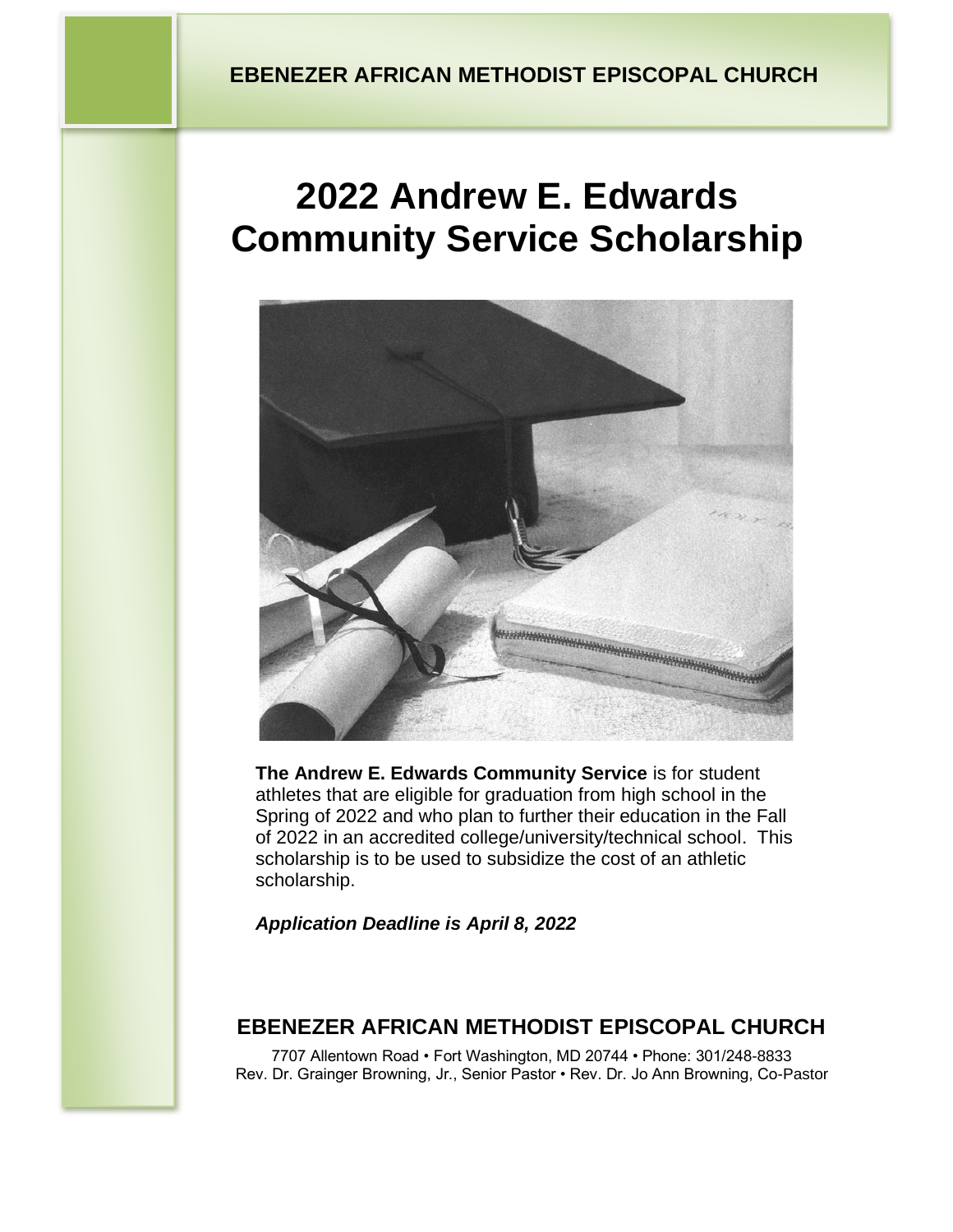**EBENEZER AFRICAN METHODIST EPISCOPAL CHURCH**

# 2022 Andrew E. Edwards Community Service Scholarship

**The Andrew E. Edwards Community Service** is for student athletes that are eligible for graduation from high school in the Spring of 2022 and who plan to further their education in the Fall of 2022 in an accredited college/university/technical school. This scholarship is to be used to subsidize the cost of an athletic scholarship.

***Application Deadline is April 8, 2022***

## EBENEZER AFRICAN METHODIST EPISCOPAL CHURCH

7707 Allentown Road • Fort Washington, MD 20744 • Phone: 301/248-8833
Rev. Dr. Grainger Browning, Jr., Senior Pastor • Rev. Dr. Jo Ann Browning, Co-Pastor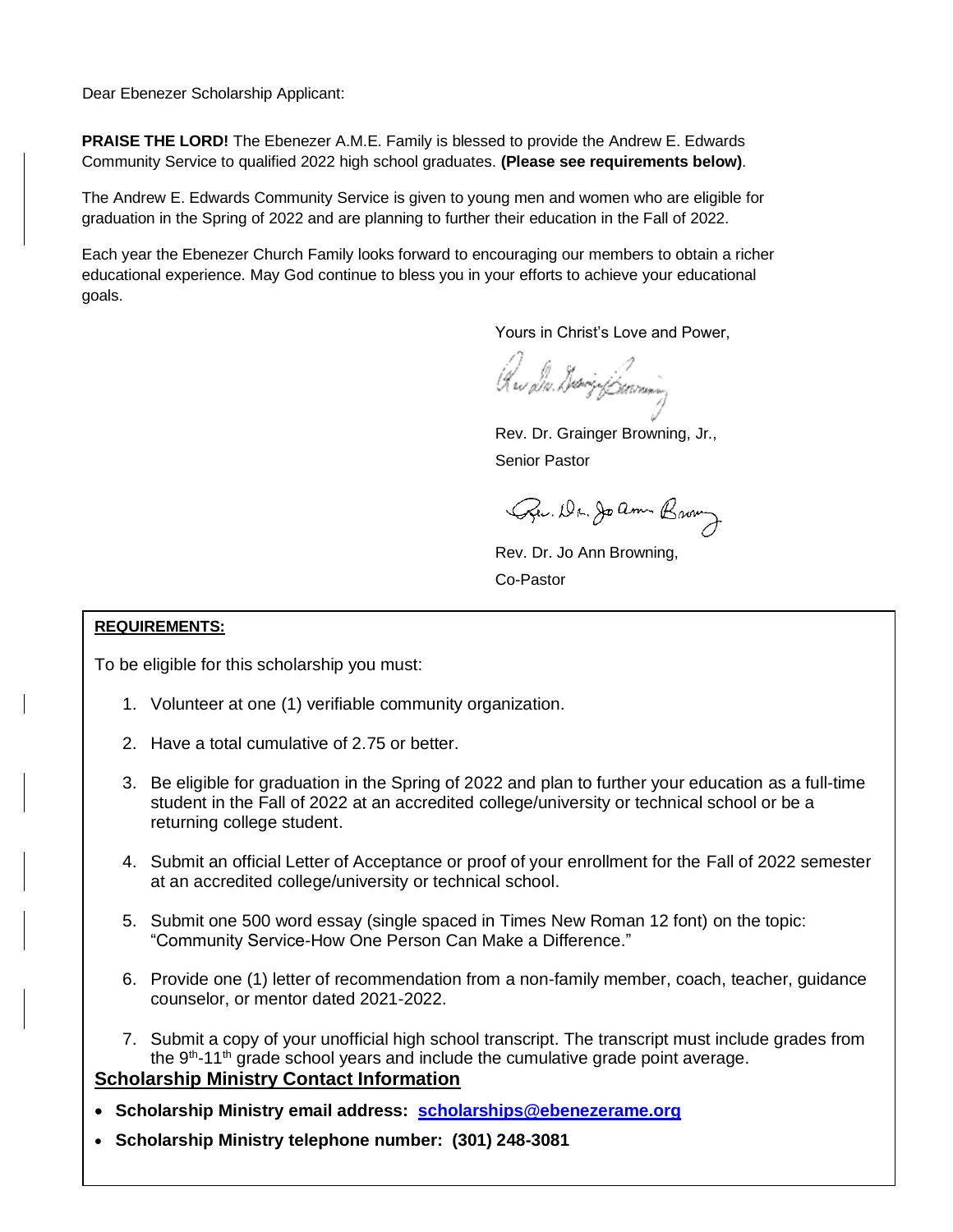Dear Ebenezer Scholarship Applicant:

**PRAISE THE LORD!** The Ebenezer A.M.E. Family is blessed to provide the Andrew E. Edwards Community Service to qualified 2022 high school graduates. **(Please see requirements below)**.

The Andrew E. Edwards Community Service is given to young men and women who are eligible for graduation in the Spring of 2022 and are planning to further their education in the Fall of 2022.

Each year the Ebenezer Church Family looks forward to encouraging our members to obtain a richer educational experience. May God continue to bless you in your efforts to achieve your educational goals.

Yours in Christ's Love and Power,

Rev. Dr. Grainger Browning, Jr.,
Senior Pastor

Rev. Dr. Jo Ann Browning,
Co-Pastor

**REQUIREMENTS:**

To be eligible for this scholarship you must:

1. Volunteer at one (1) verifiable community organization.
2. Have a total cumulative of 2.75 or better.
3. Be eligible for graduation in the Spring of 2022 and plan to further your education as a full-time student in the Fall of 2022 at an accredited college/university or technical school or be a returning college student.
4. Submit an official Letter of Acceptance or proof of your enrollment for the Fall of 2022 semester at an accredited college/university or technical school.
5. Submit one 500 word essay (single spaced in Times New Roman 12 font) on the topic: "Community Service-How One Person Can Make a Difference."
6. Provide one (1) letter of recommendation from a non-family member, coach, teacher, guidance counselor, or mentor dated 2021-2022.
7. Submit a copy of your unofficial high school transcript. The transcript must include grades from the 9th-11th grade school years and include the cumulative grade point average.

## Scholarship Ministry Contact Information

- **Scholarship Ministry email address: scholarships@ebenezerame.org**
- **Scholarship Ministry telephone number: (301) 248-3081**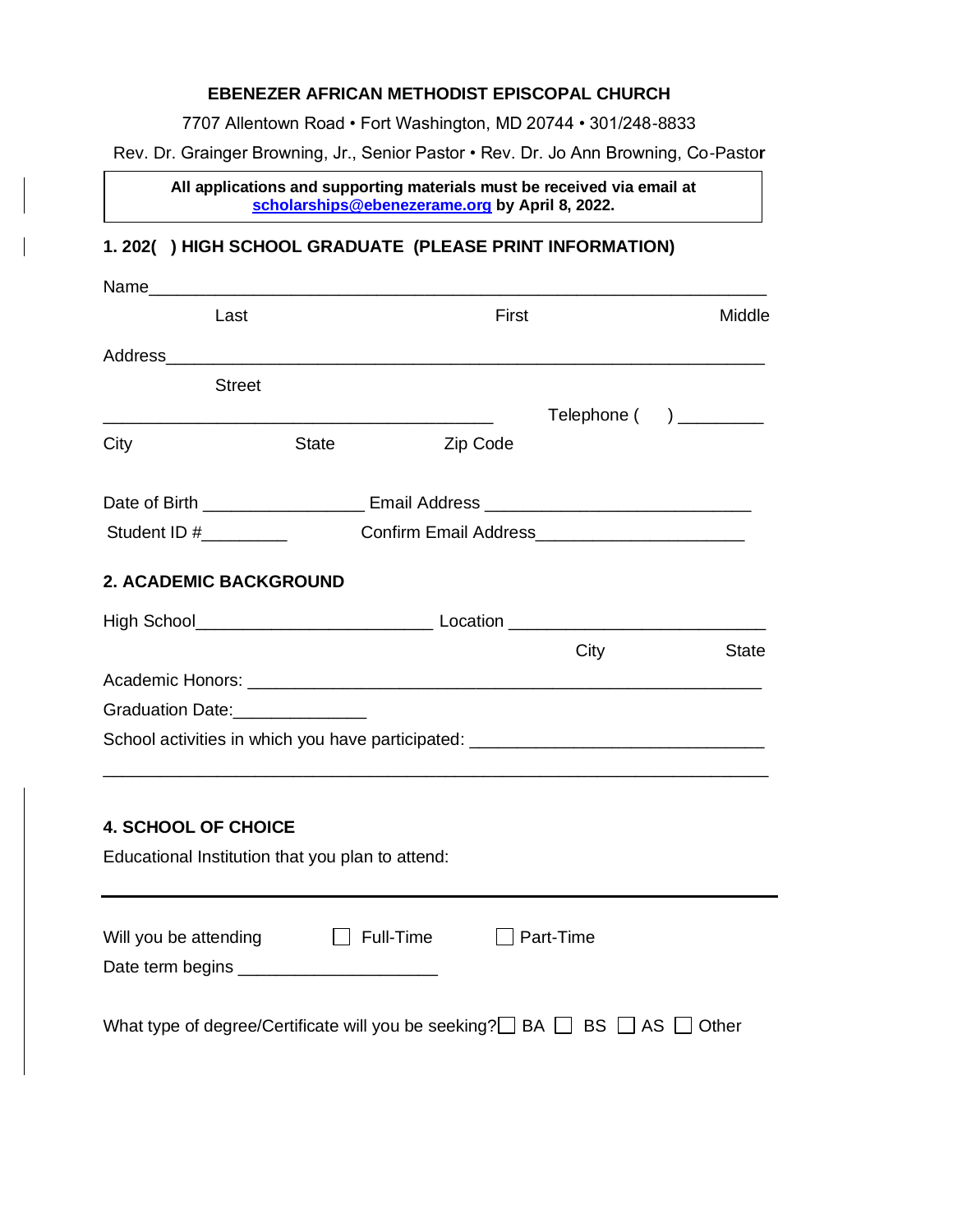**EBENEZER AFRICAN METHODIST EPISCOPAL CHURCH**

7707 Allentown Road • Fort Washington, MD 20744 • 301/248-8833

Rev. Dr. Grainger Browning, Jr., Senior Pastor • Rev. Dr. Jo Ann Browning, Co-Pastor

**All applications and supporting materials must be received via email at scholarships@ebenezerame.org by April 8, 2022.**

**1. 202( ) HIGH SCHOOL GRADUATE (PLEASE PRINT INFORMATION)**

Name_______________________________________________________________

Last First Middle

Address_____________________________________________________________

Street

_________________________________________ Telephone ( ) _________

City State Zip Code

Date of Birth ________________ Email Address ___________________________

Student ID #_________ Confirm Email Address_____________________

**2. ACADEMIC BACKGROUND**

High School________________________ Location __________________________

City State

Academic Honors: ____________________________________________________

Graduation Date:______________

School activities in which you have participated: ______________________________

______________________________________________________________________

**4. SCHOOL OF CHOICE**

Educational Institution that you plan to attend:

______________________________________________________________________

Will you be attending ☐ Full-Time ☐ Part-Time

Date term begins ____________________

What type of degree/Certificate will you be seeking? ☐ BA ☐ BS ☐ AS ☐ Other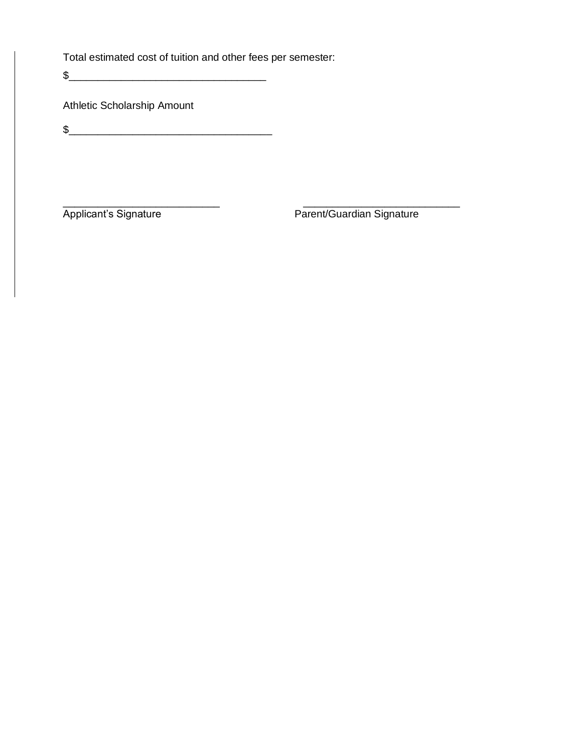Total estimated cost of tuition and other fees per semester:

$__________________________________

Athletic Scholarship Amount

$___________________________________

___________________________ ___________________________

Applicant's Signature Parent/Guardian Signature